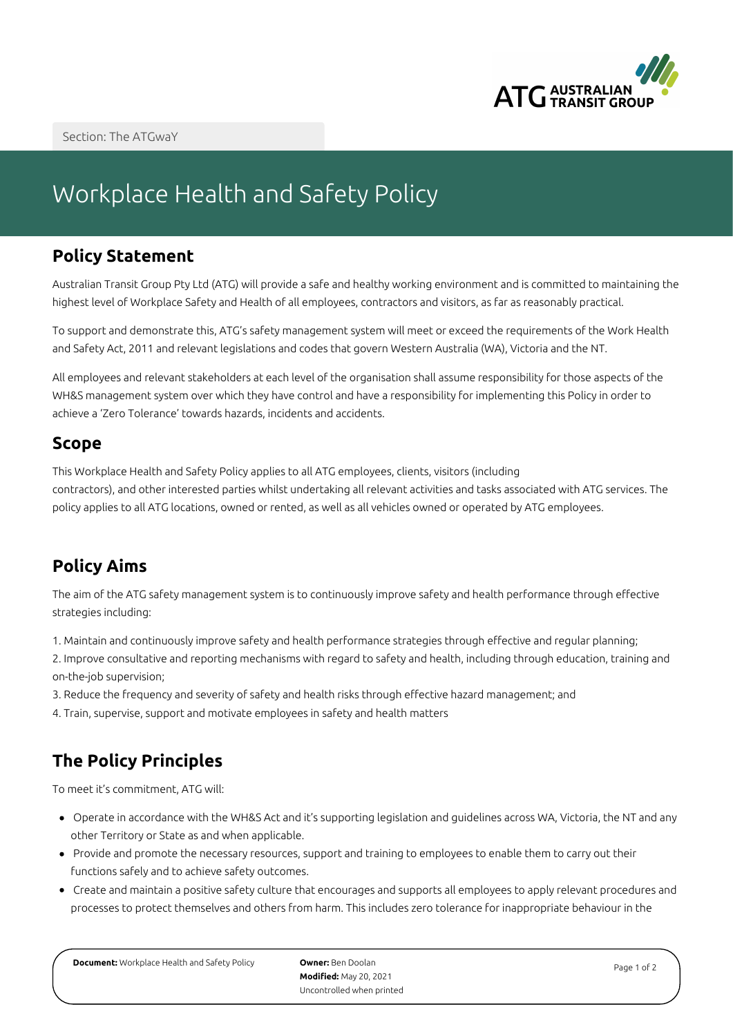Section: The ATGwaY

# Workplace Health and Safety Policy

## Policy Statement

Australian Transit Group Pty Ltd (ATG) will provide a safe and healthy working environment and is committed to maintaining the highest level of Workplace Safety and Health of all employees, contractors and visitors, as far as reasonably practical.

To support and demonstrate this, ATG's safety management system will meet or exceed the requirements of the Work Health and Safety Act, 2011 and relevant legislations and codes that govern Western Australia (WA), Victoria and the NT.

All employees and relevant stakeholders at each level of the organisation shall assume responsibility for those aspects of the WH&S management system over which they have control and have a responsibility for implementing this Policy in order to achieve a 'Zero Tolerance' towards hazards, incidents and accidents.

## Scope

This Workplace Health and Safety Policy applies to all ATG employees, clients, visitors (including contractors), and other interested parties whilst undertaking all relevant activities and tasks associated with ATG services. The policy applies to all ATG locations, owned or rented, as well as all vehicles owned or operated by ATG employees.

## Policy Aims

The aim of the ATG safety management system is to continuously improve safety and health performance through effective strategies including:

1. Maintain and continuously improve safety and health performance strategies through effective and regular planning;
2. Improve consultative and reporting mechanisms with regard to safety and health, including through education, training and on-the-job supervision;
3. Reduce the frequency and severity of safety and health risks through effective hazard management; and
4. Train, supervise, support and motivate employees in safety and health matters

## The Policy Principles

To meet it's commitment, ATG will:

- Operate in accordance with the WH&S Act and it's supporting legislation and guidelines across WA, Victoria, the NT and any other Territory or State as and when applicable.
- Provide and promote the necessary resources, support and training to employees to enable them to carry out their functions safely and to achieve safety outcomes.
- Create and maintain a positive safety culture that encourages and supports all employees to apply relevant procedures and processes to protect themselves and others from harm. This includes zero tolerance for inappropriate behaviour in the

**Document:** Workplace Health and Safety Policy **Owner:** Ben Doolan **Modified:** May 20, 2021 Uncontrolled when printed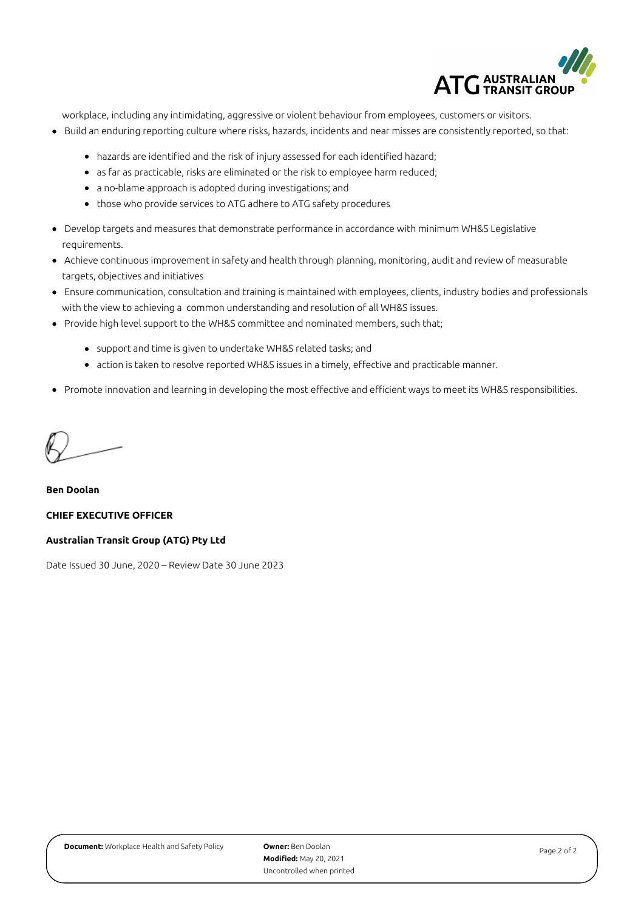workplace, including any intimidating, aggressive or violent behaviour from employees, customers or visitors.

- Build an enduring reporting culture where risks, hazards, incidents and near misses are consistently reported, so that:
  - hazards are identified and the risk of injury assessed for each identified hazard;
  - as far as practicable, risks are eliminated or the risk to employee harm reduced;
  - a no-blame approach is adopted during investigations; and
  - those who provide services to ATG adhere to ATG safety procedures
- Develop targets and measures that demonstrate performance in accordance with minimum WH&S Legislative requirements.
- Achieve continuous improvement in safety and health through planning, monitoring, audit and review of measurable targets, objectives and initiatives
- Ensure communication, consultation and training is maintained with employees, clients, industry bodies and professionals with the view to achieving a common understanding and resolution of all WH&S issues.
- Provide high level support to the WH&S committee and nominated members, such that;
  - support and time is given to undertake WH&S related tasks; and
  - action is taken to resolve reported WH&S issues in a timely, effective and practicable manner.
- Promote innovation and learning in developing the most effective and efficient ways to meet its WH&S responsibilities.

**Ben Doolan**

**CHIEF EXECUTIVE OFFICER**

**Australian Transit Group (ATG) Pty Ltd**

Date Issued 30 June, 2020 – Review Date 30 June 2023